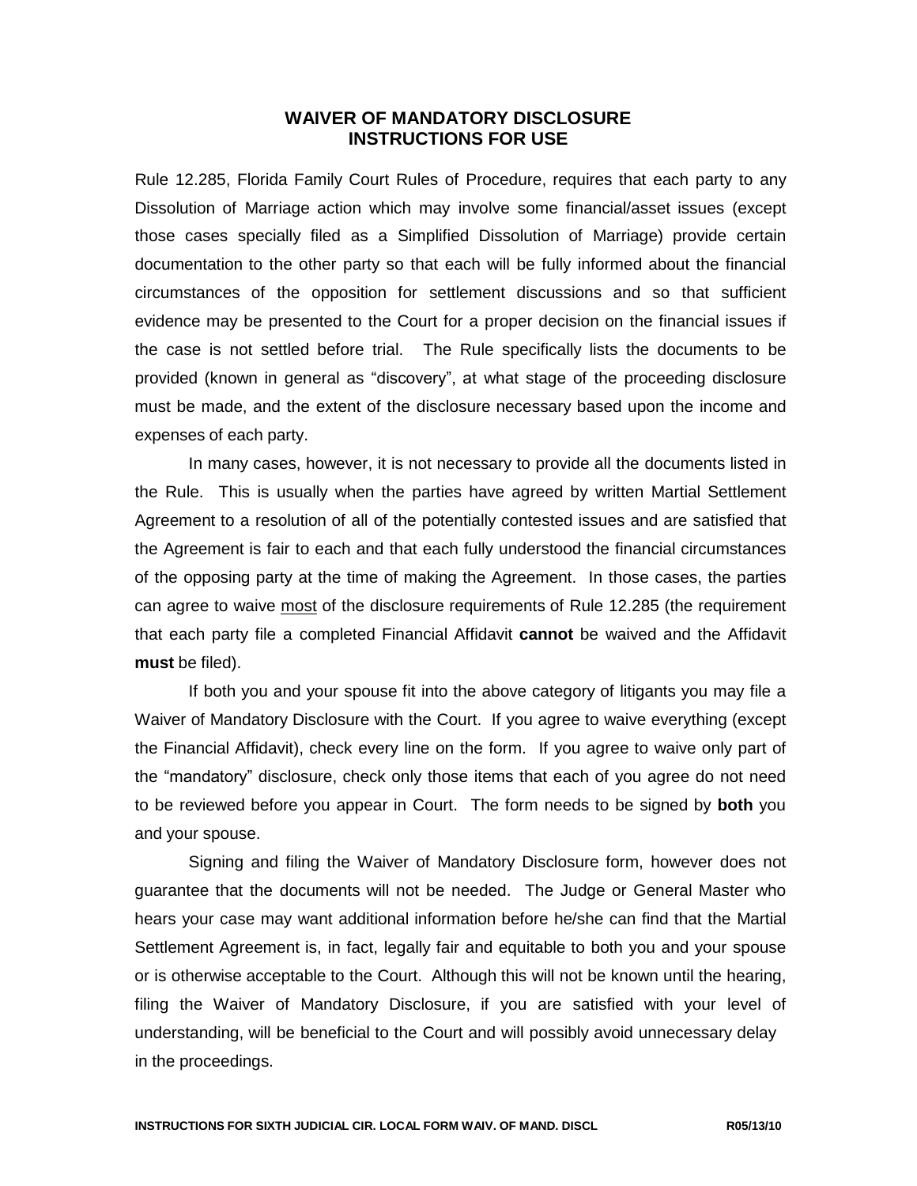# WAIVER OF MANDATORY DISCLOSURE
# INSTRUCTIONS FOR USE

Rule 12.285, Florida Family Court Rules of Procedure, requires that each party to any Dissolution of Marriage action which may involve some financial/asset issues (except those cases specially filed as a Simplified Dissolution of Marriage) provide certain documentation to the other party so that each will be fully informed about the financial circumstances of the opposition for settlement discussions and so that sufficient evidence may be presented to the Court for a proper decision on the financial issues if the case is not settled before trial. The Rule specifically lists the documents to be provided (known in general as "discovery", at what stage of the proceeding disclosure must be made, and the extent of the disclosure necessary based upon the income and expenses of each party.

In many cases, however, it is not necessary to provide all the documents listed in the Rule. This is usually when the parties have agreed by written Martial Settlement Agreement to a resolution of all of the potentially contested issues and are satisfied that the Agreement is fair to each and that each fully understood the financial circumstances of the opposing party at the time of making the Agreement. In those cases, the parties can agree to waive <u>most</u> of the disclosure requirements of Rule 12.285 (the requirement that each party file a completed Financial Affidavit **cannot** be waived and the Affidavit **must** be filed).

If both you and your spouse fit into the above category of litigants you may file a Waiver of Mandatory Disclosure with the Court. If you agree to waive everything (except the Financial Affidavit), check every line on the form. If you agree to waive only part of the "mandatory" disclosure, check only those items that each of you agree do not need to be reviewed before you appear in Court. The form needs to be signed by **both** you and your spouse.

Signing and filing the Waiver of Mandatory Disclosure form, however does not guarantee that the documents will not be needed. The Judge or General Master who hears your case may want additional information before he/she can find that the Martial Settlement Agreement is, in fact, legally fair and equitable to both you and your spouse or is otherwise acceptable to the Court. Although this will not be known until the hearing, filing the Waiver of Mandatory Disclosure, if you are satisfied with your level of understanding, will be beneficial to the Court and will possibly avoid unnecessary delay in the proceedings.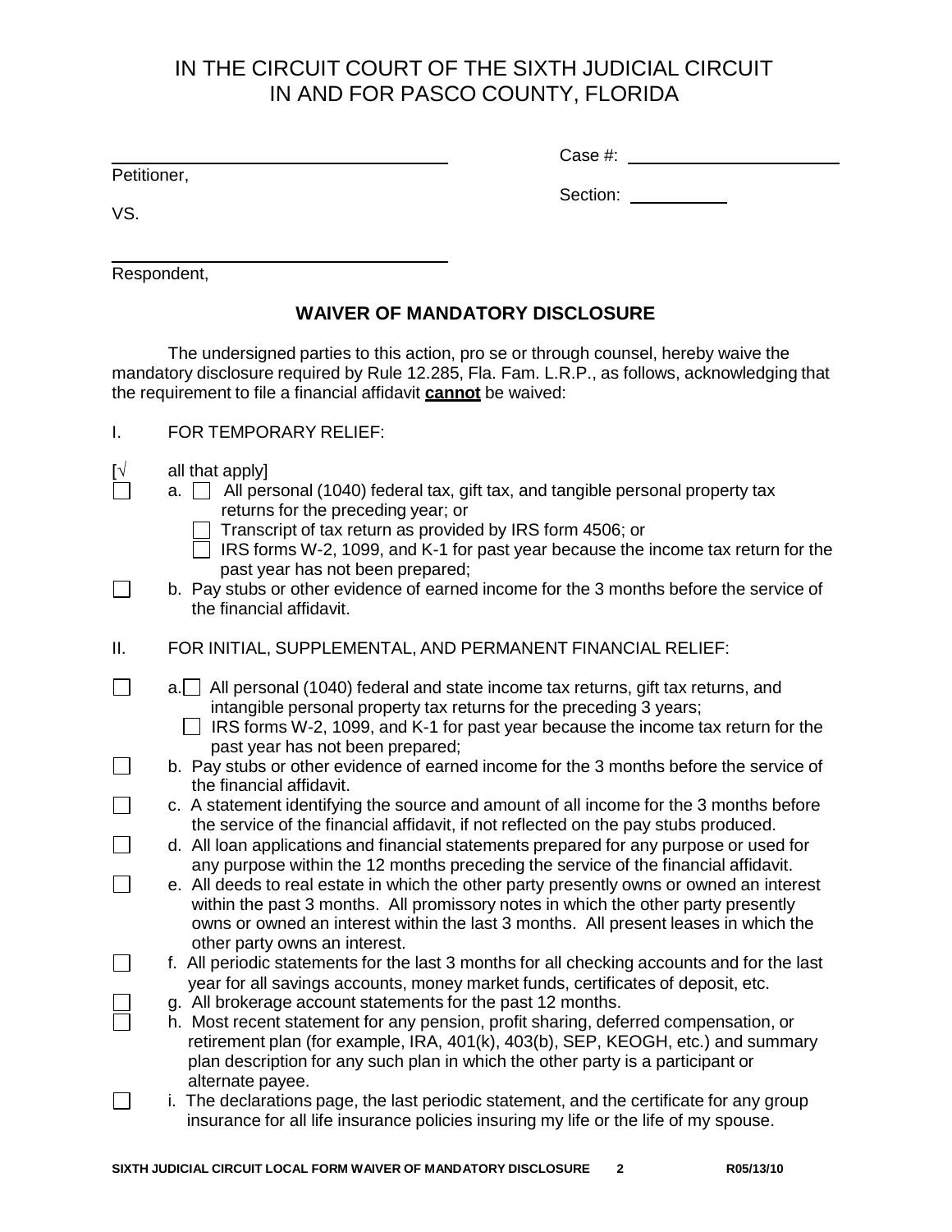# IN THE CIRCUIT COURT OF THE SIXTH JUDICIAL CIRCUIT IN AND FOR PASCO COUNTY, FLORIDA

______________________________ Case #: ______________________

Petitioner,

Section: ___________

VS.

______________________________

Respondent,

## WAIVER OF MANDATORY DISCLOSURE

The undersigned parties to this action, pro se or through counsel, hereby waive the mandatory disclosure required by Rule 12.285, Fla. Fam. L.R.P., as follows, acknowledging that the requirement to file a financial affidavit **cannot** be waived:

I. FOR TEMPORARY RELIEF:

[√ all that apply]

- ☐ a. ☐ All personal (1040) federal tax, gift tax, and tangible personal property tax returns for the preceding year; or
  - ☐ Transcript of tax return as provided by IRS form 4506; or
  - ☐ IRS forms W-2, 1099, and K-1 for past year because the income tax return for the past year has not been prepared;
- ☐ b. Pay stubs or other evidence of earned income for the 3 months before the service of the financial affidavit.

II. FOR INITIAL, SUPPLEMENTAL, AND PERMANENT FINANCIAL RELIEF:

- ☐ a. ☐ All personal (1040) federal and state income tax returns, gift tax returns, and intangible personal property tax returns for the preceding 3 years;
  - ☐ IRS forms W-2, 1099, and K-1 for past year because the income tax return for the past year has not been prepared;
- ☐ b. Pay stubs or other evidence of earned income for the 3 months before the service of the financial affidavit.
- ☐ c. A statement identifying the source and amount of all income for the 3 months before the service of the financial affidavit, if not reflected on the pay stubs produced.
- ☐ d. All loan applications and financial statements prepared for any purpose or used for any purpose within the 12 months preceding the service of the financial affidavit.
- ☐ e. All deeds to real estate in which the other party presently owns or owned an interest within the past 3 months. All promissory notes in which the other party presently owns or owned an interest within the last 3 months. All present leases in which the other party owns an interest.
- ☐ f. All periodic statements for the last 3 months for all checking accounts and for the last year for all savings accounts, money market funds, certificates of deposit, etc.
- ☐ g. All brokerage account statements for the past 12 months.
- ☐ h. Most recent statement for any pension, profit sharing, deferred compensation, or retirement plan (for example, IRA, 401(k), 403(b), SEP, KEOGH, etc.) and summary plan description for any such plan in which the other party is a participant or alternate payee.
- ☐ i. The declarations page, the last periodic statement, and the certificate for any group insurance for all life insurance policies insuring my life or the life of my spouse.

SIXTH JUDICIAL CIRCUIT LOCAL FORM WAIVER OF MANDATORY DISCLOSURE R05/13/10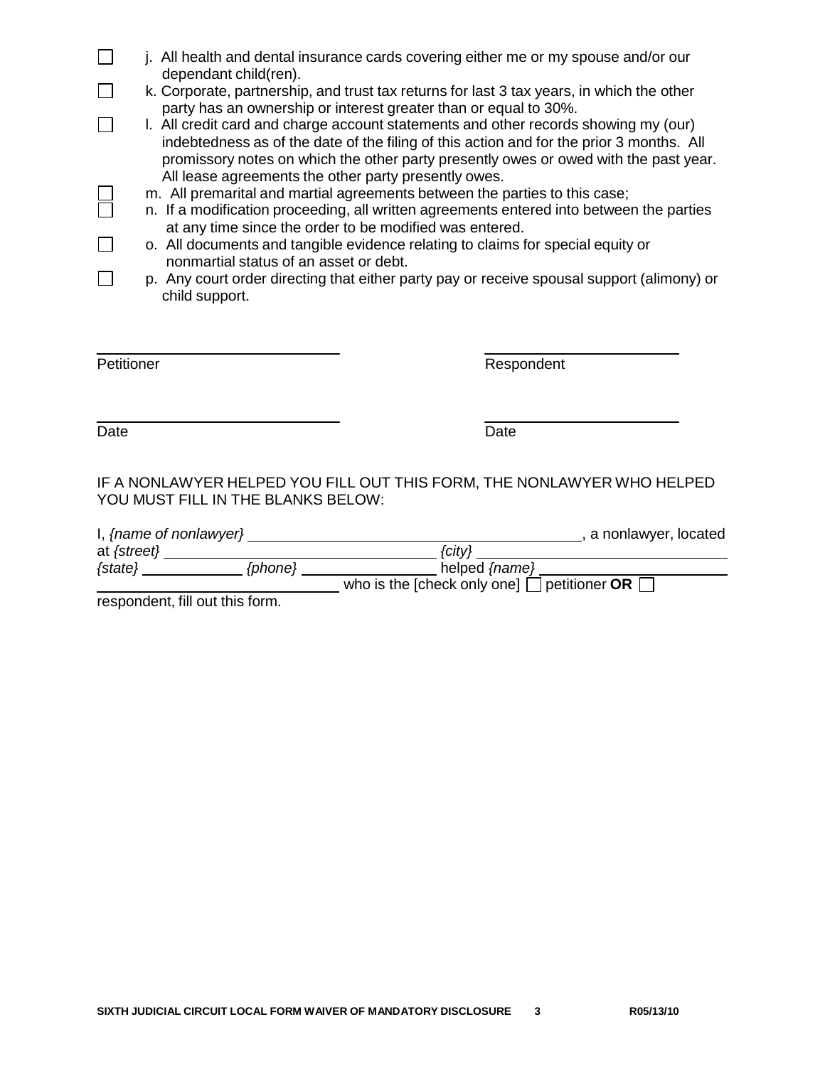- ☐ j. All health and dental insurance cards covering either me or my spouse and/or our dependant child(ren).
- ☐ k. Corporate, partnership, and trust tax returns for last 3 tax years, in which the other party has an ownership or interest greater than or equal to 30%.
- ☐ l. All credit card and charge account statements and other records showing my (our) indebtedness as of the date of the filing of this action and for the prior 3 months. All promissory notes on which the other party presently owes or owed with the past year. All lease agreements the other party presently owes.
- ☐ m. All premarital and martial agreements between the parties to this case;
- ☐ n. If a modification proceeding, all written agreements entered into between the parties at any time since the order to be modified was entered.
- ☐ o. All documents and tangible evidence relating to claims for special equity or nonmartial status of an asset or debt.
- ☐ p. Any court order directing that either party pay or receive spousal support (alimony) or child support.

| | |
|---|---|
| ______________________________ | ______________________________ |
| Petitioner | Respondent |
| ______________________________ | ______________________________ |
| Date | Date |

IF A NONLAWYER HELPED YOU FILL OUT THIS FORM, THE NONLAWYER WHO HELPED YOU MUST FILL IN THE BLANKS BELOW:

I, *{name of nonlawyer}* ______________________________, a nonlawyer, located at *{street}* ______________________________ *{city}* ______________________________ *{state}* ____________ *{phone}* ________________ helped *{name}* ______________________________ who is the [check only one] ☐ petitioner **OR** ☐ respondent, fill out this form.